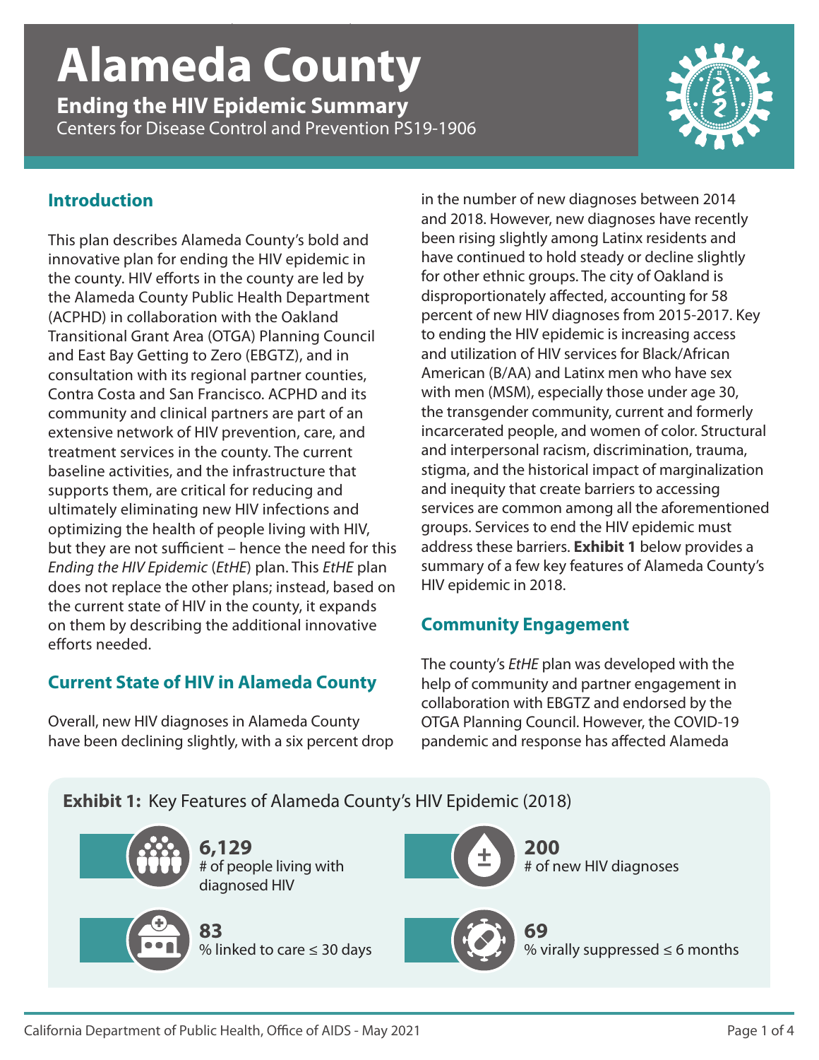# Alameda County

## Ending the HIV Epidemic Summary

Centers for Disease Control and Prevention PS19-1906

## Introduction

This plan describes Alameda County's bold and innovative plan for ending the HIV epidemic in the county. HIV efforts in the county are led by the Alameda County Public Health Department (ACPHD) in collaboration with the Oakland Transitional Grant Area (OTGA) Planning Council and East Bay Getting to Zero (EBGTZ), and in consultation with its regional partner counties, Contra Costa and San Francisco. ACPHD and its community and clinical partners are part of an extensive network of HIV prevention, care, and treatment services in the county. The current baseline activities, and the infrastructure that supports them, are critical for reducing and ultimately eliminating new HIV infections and optimizing the health of people living with HIV, but they are not sufficient – hence the need for this *Ending the HIV Epidemic* (*EtHE*) plan. This *EtHE* plan does not replace the other plans; instead, based on the current state of HIV in the county, it expands on them by describing the additional innovative efforts needed.

## Current State of HIV in Alameda County

Overall, new HIV diagnoses in Alameda County have been declining slightly, with a six percent drop in the number of new diagnoses between 2014 and 2018. However, new diagnoses have recently been rising slightly among Latinx residents and have continued to hold steady or decline slightly for other ethnic groups. The city of Oakland is disproportionately affected, accounting for 58 percent of new HIV diagnoses from 2015-2017. Key to ending the HIV epidemic is increasing access and utilization of HIV services for Black/African American (B/AA) and Latinx men who have sex with men (MSM), especially those under age 30, the transgender community, current and formerly incarcerated people, and women of color. Structural and interpersonal racism, discrimination, trauma, stigma, and the historical impact of marginalization and inequity that create barriers to accessing services are common among all the aforementioned groups. Services to end the HIV epidemic must address these barriers. **Exhibit 1** below provides a summary of a few key features of Alameda County's HIV epidemic in 2018.

## Community Engagement

The county's *EtHE* plan was developed with the help of community and partner engagement in collaboration with EBGTZ and endorsed by the OTGA Planning Council. However, the COVID-19 pandemic and response has affected Alameda

**Exhibit 1:** Key Features of Alameda County's HIV Epidemic (2018)

- **6,129** # of people living with diagnosed HIV
- **200** # of new HIV diagnoses
- **83** % linked to care ≤ 30 days
- **69** % virally suppressed ≤ 6 months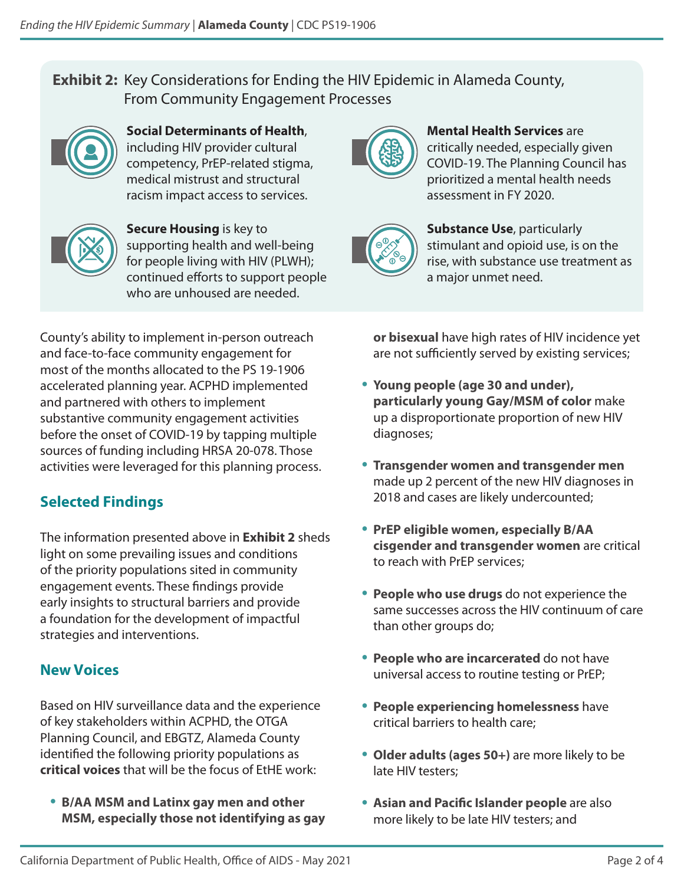**Exhibit 2:** Key Considerations for Ending the HIV Epidemic in Alameda County, From Community Engagement Processes

**Social Determinants of Health**, including HIV provider cultural competency, PrEP-related stigma, medical mistrust and structural racism impact access to services.

**Secure Housing** is key to supporting health and well-being for people living with HIV (PLWH); continued efforts to support people who are unhoused are needed.

**Mental Health Services** are critically needed, especially given COVID-19. The Planning Council has prioritized a mental health needs assessment in FY 2020.

**Substance Use**, particularly stimulant and opioid use, is on the rise, with substance use treatment as a major unmet need.

County's ability to implement in-person outreach and face-to-face community engagement for most of the months allocated to the PS 19-1906 accelerated planning year. ACPHD implemented and partnered with others to implement substantive community engagement activities before the onset of COVID-19 by tapping multiple sources of funding including HRSA 20-078. Those activities were leveraged for this planning process.

## Selected Findings

The information presented above in **Exhibit 2** sheds light on some prevailing issues and conditions of the priority populations sited in community engagement events. These findings provide early insights to structural barriers and provide a foundation for the development of impactful strategies and interventions.

## New Voices

Based on HIV surveillance data and the experience of key stakeholders within ACPHD, the OTGA Planning Council, and EBGTZ, Alameda County identified the following priority populations as **critical voices** that will be the focus of EtHE work:

- **B/AA MSM and Latinx gay men and other MSM, especially those not identifying as gay or bisexual** have high rates of HIV incidence yet are not sufficiently served by existing services;
- **Young people (age 30 and under), particularly young Gay/MSM of color** make up a disproportionate proportion of new HIV diagnoses;
- **Transgender women and transgender men** made up 2 percent of the new HIV diagnoses in 2018 and cases are likely undercounted;
- **PrEP eligible women, especially B/AA cisgender and transgender women** are critical to reach with PrEP services;
- **People who use drugs** do not experience the same successes across the HIV continuum of care than other groups do;
- **People who are incarcerated** do not have universal access to routine testing or PrEP;
- **People experiencing homelessness** have critical barriers to health care;
- **Older adults (ages 50+)** are more likely to be late HIV testers;
- **Asian and Pacific Islander people** are also more likely to be late HIV testers; and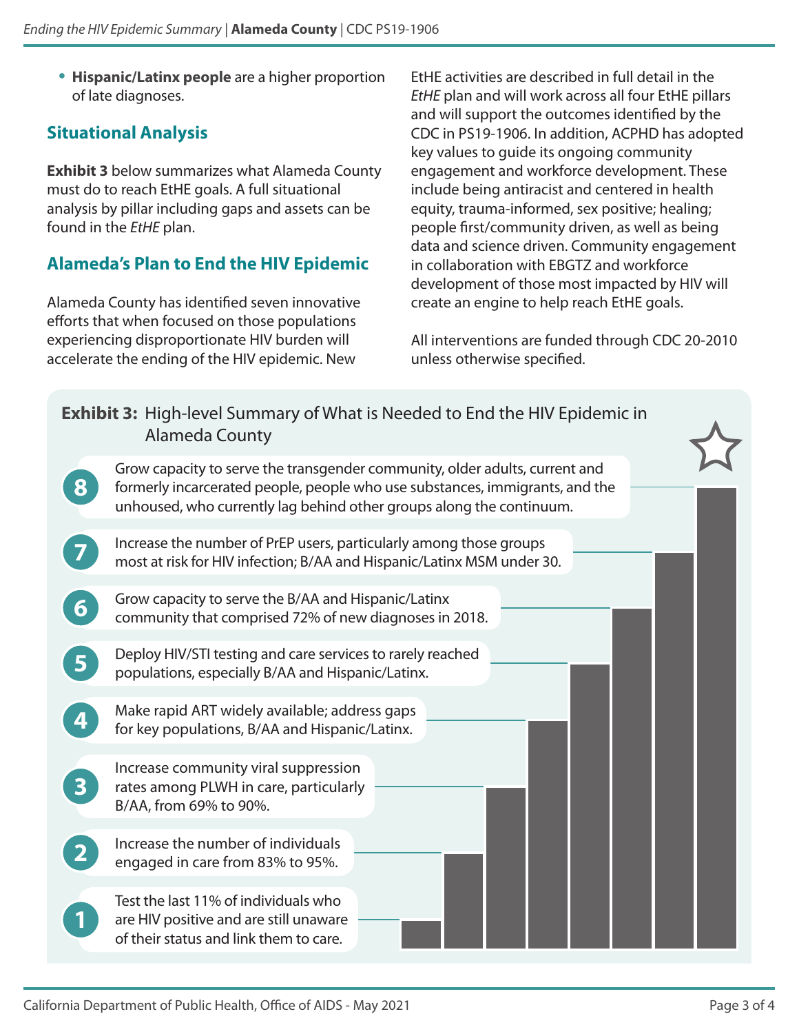- **Hispanic/Latinx people** are a higher proportion of late diagnoses.

## Situational Analysis

**Exhibit 3** below summarizes what Alameda County must do to reach EtHE goals. A full situational analysis by pillar including gaps and assets can be found in the *EtHE* plan.

## Alameda's Plan to End the HIV Epidemic

Alameda County has identified seven innovative efforts that when focused on those populations experiencing disproportionate HIV burden will accelerate the ending of the HIV epidemic. New EtHE activities are described in full detail in the *EtHE* plan and will work across all four EtHE pillars and will support the outcomes identified by the CDC in PS19-1906. In addition, ACPHD has adopted key values to guide its ongoing community engagement and workforce development. These include being antiracist and centered in health equity, trauma-informed, sex positive; healing; people first/community driven, as well as being data and science driven. Community engagement in collaboration with EBGTZ and workforce development of those most impacted by HIV will create an engine to help reach EtHE goals.

All interventions are funded through CDC 20-2010 unless otherwise specified.

**Exhibit 3:** High-level Summary of What is Needed to End the HIV Epidemic in Alameda County

8. Grow capacity to serve the transgender community, older adults, current and formerly incarcerated people, people who use substances, immigrants, and the unhoused, who currently lag behind other groups along the continuum.
7. Increase the number of PrEP users, particularly among those groups most at risk for HIV infection; B/AA and Hispanic/Latinx MSM under 30.
6. Grow capacity to serve the B/AA and Hispanic/Latinx community that comprised 72% of new diagnoses in 2018.
5. Deploy HIV/STI testing and care services to rarely reached populations, especially B/AA and Hispanic/Latinx.
4. Make rapid ART widely available; address gaps for key populations, B/AA and Hispanic/Latinx.
3. Increase community viral suppression rates among PLWH in care, particularly B/AA, from 69% to 90%.
2. Increase the number of individuals engaged in care from 83% to 95%.
1. Test the last 11% of individuals who are HIV positive and are still unaware of their status and link them to care.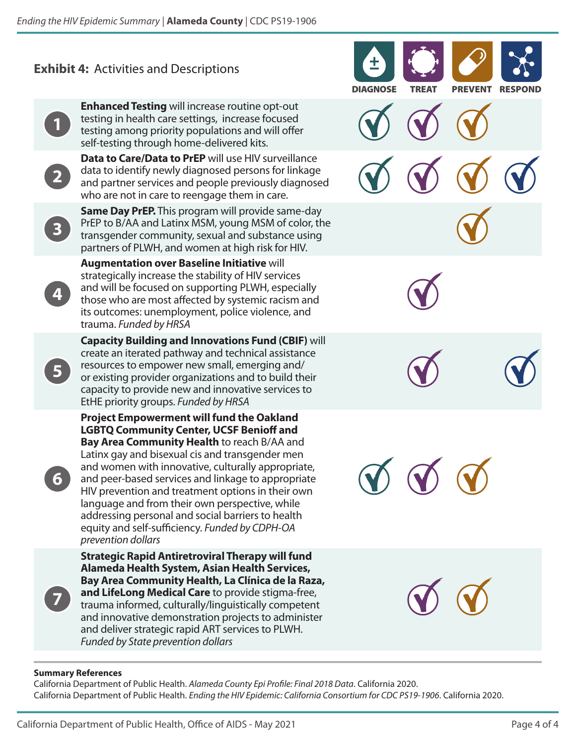**Exhibit 4:** Activities and Descriptions

| # | Activity | DIAGNOSE | TREAT | PREVENT | RESPOND |
|---|---|---|---|---|---|
| 1 | **Enhanced Testing** will increase routine opt-out testing in health care settings, increase focused testing among priority populations and will offer self-testing through home-delivered kits. | ✓ | ✓ | ✓ | |
| 2 | **Data to Care/Data to PrEP** will use HIV surveillance data to identify newly diagnosed persons for linkage and partner services and people previously diagnosed who are not in care to reengage them in care. | ✓ | ✓ | ✓ | ✓ |
| 3 | **Same Day PrEP.** This program will provide same-day PrEP to B/AA and Latinx MSM, young MSM of color, the transgender community, sexual and substance using partners of PLWH, and women at high risk for HIV. | | | ✓ | |
| 4 | **Augmentation over Baseline Initiative** will strategically increase the stability of HIV services and will be focused on supporting PLWH, especially those who are most affected by systemic racism and its outcomes: unemployment, police violence, and trauma. *Funded by HRSA* | | ✓ | | |
| 5 | **Capacity Building and Innovations Fund (CBIF)** will create an iterated pathway and technical assistance resources to empower new small, emerging and/or existing provider organizations and to build their capacity to provide new and innovative services to EtHE priority groups. *Funded by HRSA* | | ✓ | | ✓ |
| 6 | **Project Empowerment will fund the Oakland LGBTQ Community Center, UCSF Benioff and Bay Area Community Health** to reach B/AA and Latinx gay and bisexual cis and transgender men and women with innovative, culturally appropriate, and peer-based services and linkage to appropriate HIV prevention and treatment options in their own language and from their own perspective, while addressing personal and social barriers to health equity and self-sufficiency. *Funded by CDPH-OA prevention dollars* | ✓ | ✓ | ✓ | |
| 7 | **Strategic Rapid Antiretroviral Therapy will fund Alameda Health System, Asian Health Services, Bay Area Community Health, La Clínica de la Raza, and LifeLong Medical Care** to provide stigma-free, trauma informed, culturally/linguistically competent and innovative demonstration projects to administer and deliver strategic rapid ART services to PLWH. *Funded by State prevention dollars* | | ✓ | ✓ | |

**Summary References**

California Department of Public Health. *Alameda County Epi Profile: Final 2018 Data*. California 2020.

California Department of Public Health. *Ending the HIV Epidemic: California Consortium for CDC PS19-1906*. California 2020.